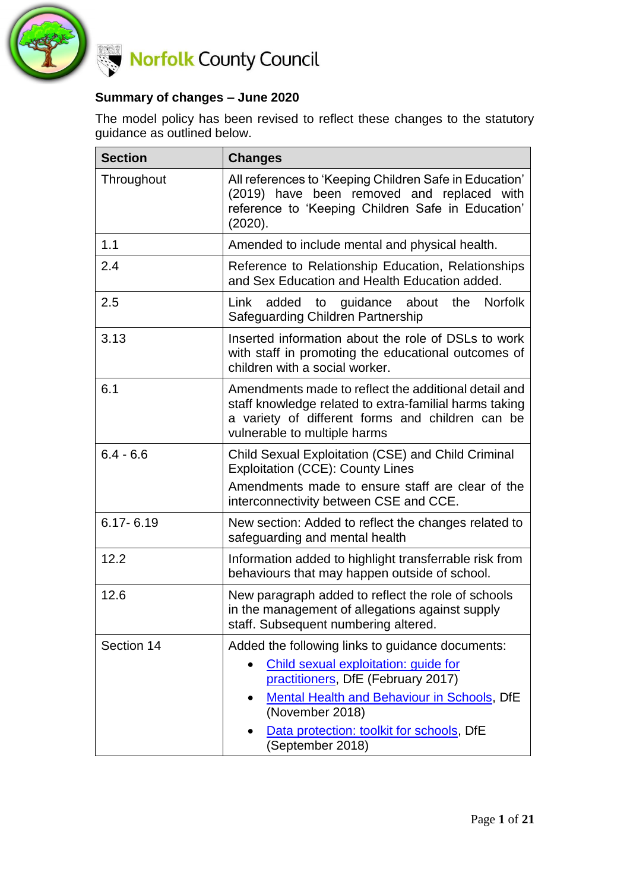Norfolk County Council

## Summary of changes – June 2020

The model policy has been revised to reflect these changes to the statutory guidance as outlined below.

| Section | Changes |
|---|---|
| Throughout | All references to 'Keeping Children Safe in Education' (2019) have been removed and replaced with reference to 'Keeping Children Safe in Education' (2020). |
| 1.1 | Amended to include mental and physical health. |
| 2.4 | Reference to Relationship Education, Relationships and Sex Education and Health Education added. |
| 2.5 | Link added to guidance about the Norfolk Safeguarding Children Partnership |
| 3.13 | Inserted information about the role of DSLs to work with staff in promoting the educational outcomes of children with a social worker. |
| 6.1 | Amendments made to reflect the additional detail and staff knowledge related to extra-familial harms taking a variety of different forms and children can be vulnerable to multiple harms |
| 6.4 - 6.6 | Child Sexual Exploitation (CSE) and Child Criminal Exploitation (CCE): County Lines<br>Amendments made to ensure staff are clear of the interconnectivity between CSE and CCE. |
| 6.17- 6.19 | New section: Added to reflect the changes related to safeguarding and mental health |
| 12.2 | Information added to highlight transferrable risk from behaviours that may happen outside of school. |
| 12.6 | New paragraph added to reflect the role of schools in the management of allegations against supply staff. Subsequent numbering altered. |
| Section 14 | Added the following links to guidance documents:<br>• Child sexual exploitation: guide for practitioners, DfE (February 2017)<br>• Mental Health and Behaviour in Schools, DfE (November 2018)<br>• Data protection: toolkit for schools, DfE (September 2018) |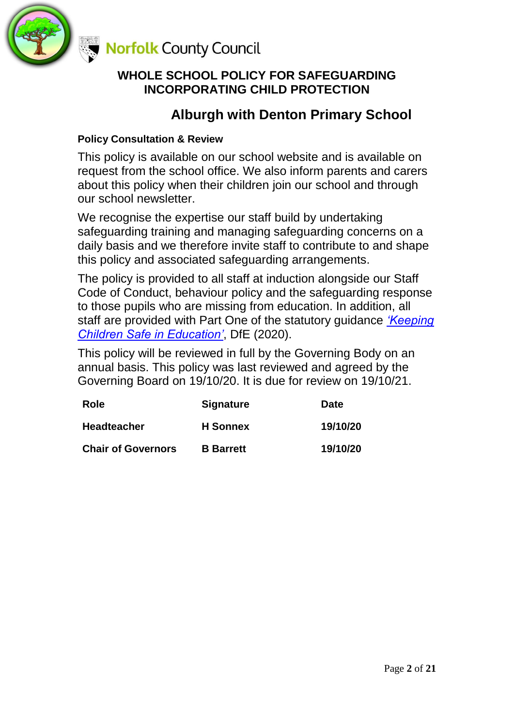Norfolk County Council

# WHOLE SCHOOL POLICY FOR SAFEGUARDING INCORPORATING CHILD PROTECTION

## Alburgh with Denton Primary School

**Policy Consultation & Review**

This policy is available on our school website and is available on request from the school office. We also inform parents and carers about this policy when their children join our school and through our school newsletter.

We recognise the expertise our staff build by undertaking safeguarding training and managing safeguarding concerns on a daily basis and we therefore invite staff to contribute to and shape this policy and associated safeguarding arrangements.

The policy is provided to all staff at induction alongside our Staff Code of Conduct, behaviour policy and the safeguarding response to those pupils who are missing from education. In addition, all staff are provided with Part One of the statutory guidance *'Keeping Children Safe in Education'*, DfE (2020).

This policy will be reviewed in full by the Governing Body on an annual basis. This policy was last reviewed and agreed by the Governing Board on 19/10/20. It is due for review on 19/10/21.

| Role | Signature | Date |
|---|---|---|
| **Headteacher** | **H Sonnex** | **19/10/20** |
| **Chair of Governors** | **B Barrett** | **19/10/20** |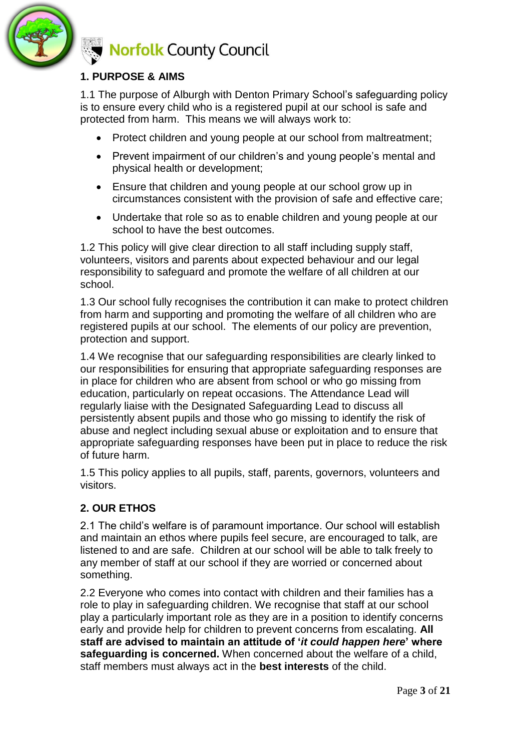## 1. PURPOSE & AIMS

1.1 The purpose of Alburgh with Denton Primary School's safeguarding policy is to ensure every child who is a registered pupil at our school is safe and protected from harm. This means we will always work to:

- Protect children and young people at our school from maltreatment;
- Prevent impairment of our children's and young people's mental and physical health or development;
- Ensure that children and young people at our school grow up in circumstances consistent with the provision of safe and effective care;
- Undertake that role so as to enable children and young people at our school to have the best outcomes.

1.2 This policy will give clear direction to all staff including supply staff, volunteers, visitors and parents about expected behaviour and our legal responsibility to safeguard and promote the welfare of all children at our school.

1.3 Our school fully recognises the contribution it can make to protect children from harm and supporting and promoting the welfare of all children who are registered pupils at our school. The elements of our policy are prevention, protection and support.

1.4 We recognise that our safeguarding responsibilities are clearly linked to our responsibilities for ensuring that appropriate safeguarding responses are in place for children who are absent from school or who go missing from education, particularly on repeat occasions. The Attendance Lead will regularly liaise with the Designated Safeguarding Lead to discuss all persistently absent pupils and those who go missing to identify the risk of abuse and neglect including sexual abuse or exploitation and to ensure that appropriate safeguarding responses have been put in place to reduce the risk of future harm.

1.5 This policy applies to all pupils, staff, parents, governors, volunteers and visitors.

## 2. OUR ETHOS

2.1 The child's welfare is of paramount importance. Our school will establish and maintain an ethos where pupils feel secure, are encouraged to talk, are listened to and are safe. Children at our school will be able to talk freely to any member of staff at our school if they are worried or concerned about something.

2.2 Everyone who comes into contact with children and their families has a role to play in safeguarding children. We recognise that staff at our school play a particularly important role as they are in a position to identify concerns early and provide help for children to prevent concerns from escalating. **All staff are advised to maintain an attitude of '*it could happen here*' where safeguarding is concerned.** When concerned about the welfare of a child, staff members must always act in the **best interests** of the child.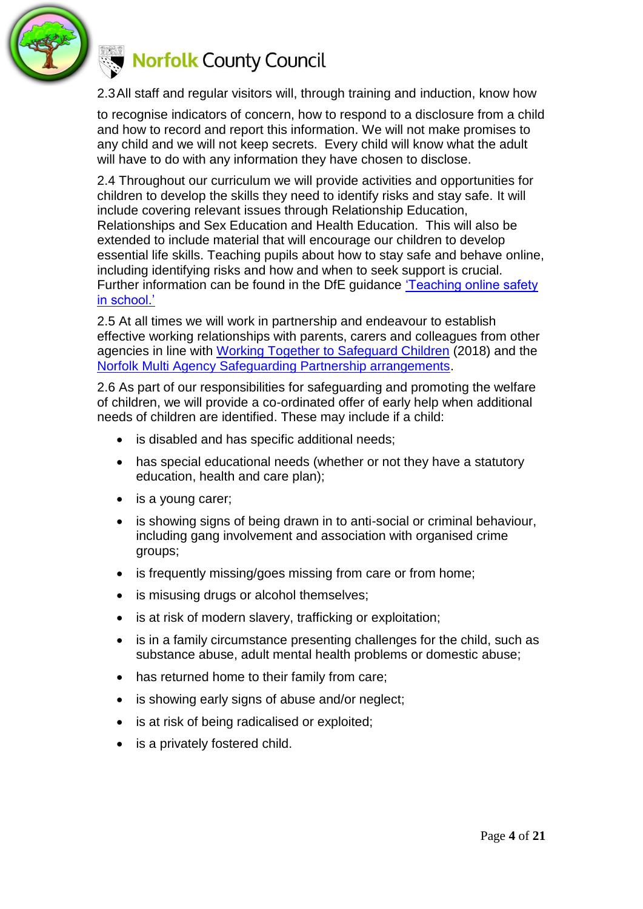2.3 All staff and regular visitors will, through training and induction, know how

to recognise indicators of concern, how to respond to a disclosure from a child and how to record and report this information. We will not make promises to any child and we will not keep secrets. Every child will know what the adult will have to do with any information they have chosen to disclose.

2.4 Throughout our curriculum we will provide activities and opportunities for children to develop the skills they need to identify risks and stay safe. It will include covering relevant issues through Relationship Education, Relationships and Sex Education and Health Education. This will also be extended to include material that will encourage our children to develop essential life skills. Teaching pupils about how to stay safe and behave online, including identifying risks and how and when to seek support is crucial. Further information can be found in the DfE guidance 'Teaching online safety in school.'

2.5 At all times we will work in partnership and endeavour to establish effective working relationships with parents, carers and colleagues from other agencies in line with Working Together to Safeguard Children (2018) and the Norfolk Multi Agency Safeguarding Partnership arrangements.

2.6 As part of our responsibilities for safeguarding and promoting the welfare of children, we will provide a co-ordinated offer of early help when additional needs of children are identified. These may include if a child:

- is disabled and has specific additional needs;
- has special educational needs (whether or not they have a statutory education, health and care plan);
- is a young carer;
- is showing signs of being drawn in to anti-social or criminal behaviour, including gang involvement and association with organised crime groups;
- is frequently missing/goes missing from care or from home;
- is misusing drugs or alcohol themselves;
- is at risk of modern slavery, trafficking or exploitation;
- is in a family circumstance presenting challenges for the child, such as substance abuse, adult mental health problems or domestic abuse;
- has returned home to their family from care;
- is showing early signs of abuse and/or neglect;
- is at risk of being radicalised or exploited;
- is a privately fostered child.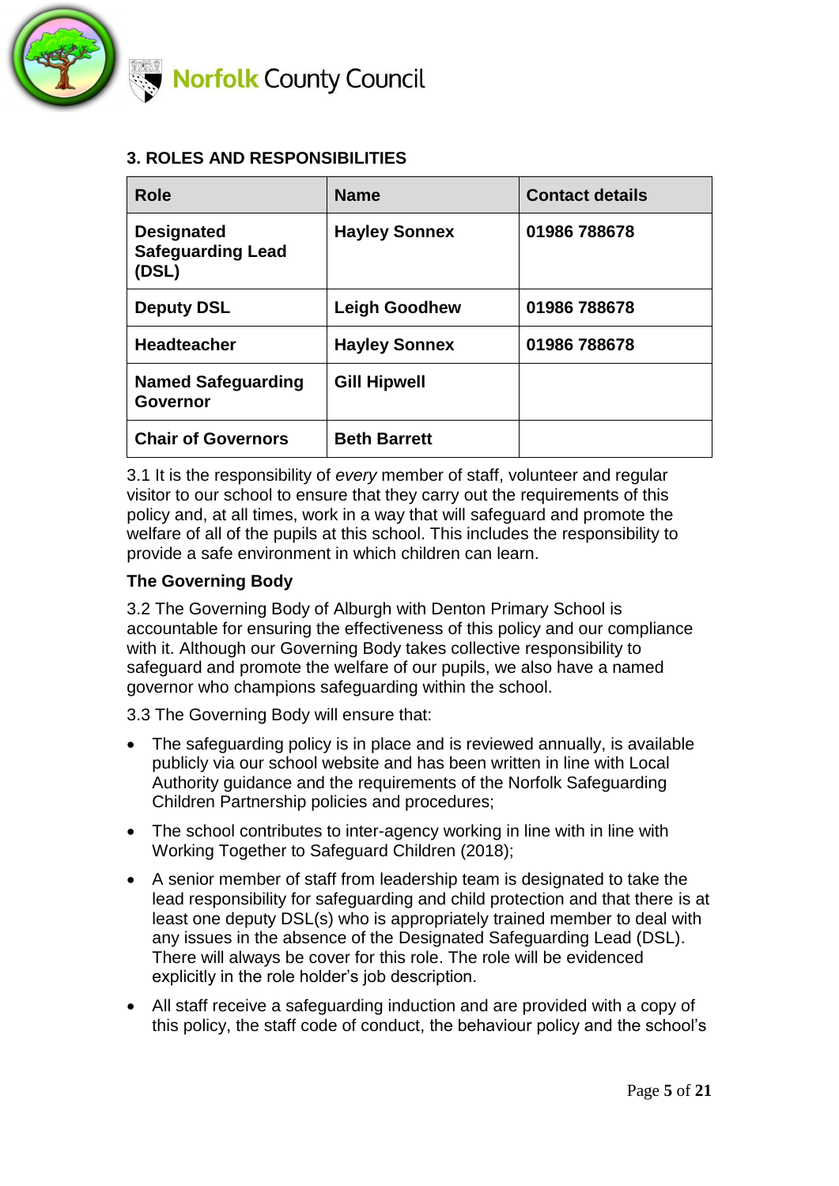### 3. ROLES AND RESPONSIBILITIES

| Role | Name | Contact details |
|---|---|---|
| **Designated Safeguarding Lead (DSL)** | **Hayley Sonnex** | **01986 788678** |
| **Deputy DSL** | **Leigh Goodhew** | **01986 788678** |
| **Headteacher** | **Hayley Sonnex** | **01986 788678** |
| **Named Safeguarding Governor** | **Gill Hipwell** | |
| **Chair of Governors** | **Beth Barrett** | |

3.1 It is the responsibility of *every* member of staff, volunteer and regular visitor to our school to ensure that they carry out the requirements of this policy and, at all times, work in a way that will safeguard and promote the welfare of all of the pupils at this school. This includes the responsibility to provide a safe environment in which children can learn.

**The Governing Body**

3.2 The Governing Body of Alburgh with Denton Primary School is accountable for ensuring the effectiveness of this policy and our compliance with it. Although our Governing Body takes collective responsibility to safeguard and promote the welfare of our pupils, we also have a named governor who champions safeguarding within the school.

3.3 The Governing Body will ensure that:

- The safeguarding policy is in place and is reviewed annually, is available publicly via our school website and has been written in line with Local Authority guidance and the requirements of the Norfolk Safeguarding Children Partnership policies and procedures;
- The school contributes to inter-agency working in line with in line with Working Together to Safeguard Children (2018);
- A senior member of staff from leadership team is designated to take the lead responsibility for safeguarding and child protection and that there is at least one deputy DSL(s) who is appropriately trained member to deal with any issues in the absence of the Designated Safeguarding Lead (DSL). There will always be cover for this role. The role will be evidenced explicitly in the role holder's job description.
- All staff receive a safeguarding induction and are provided with a copy of this policy, the staff code of conduct, the behaviour policy and the school's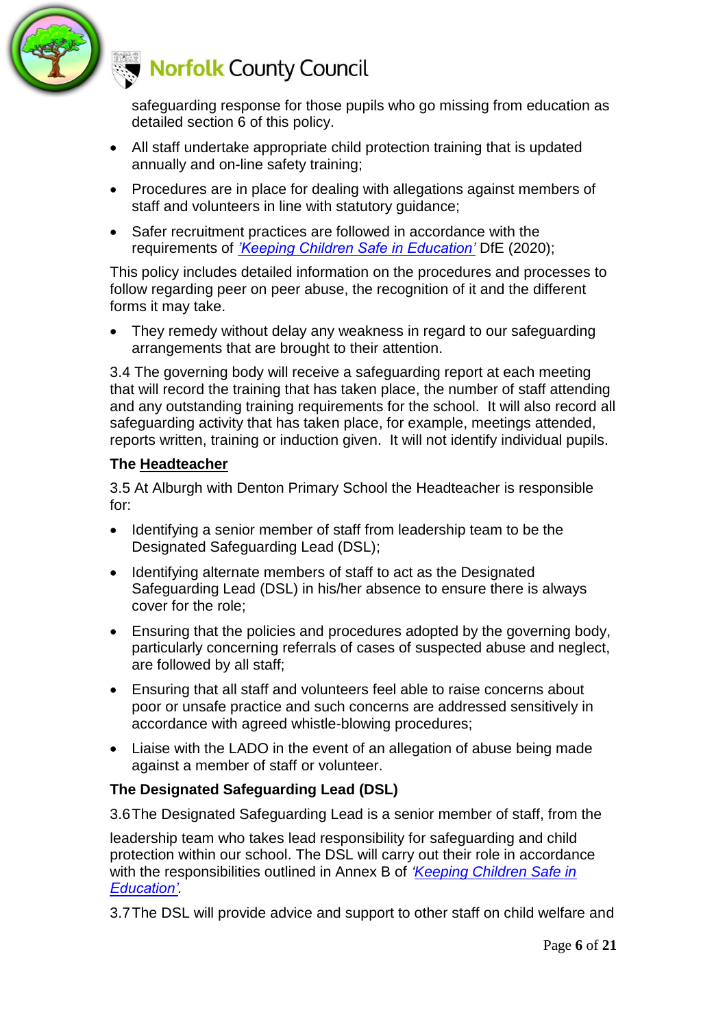safeguarding response for those pupils who go missing from education as detailed section 6 of this policy.

- All staff undertake appropriate child protection training that is updated annually and on-line safety training;
- Procedures are in place for dealing with allegations against members of staff and volunteers in line with statutory guidance;
- Safer recruitment practices are followed in accordance with the requirements of *'Keeping Children Safe in Education'* DfE (2020);

This policy includes detailed information on the procedures and processes to follow regarding peer on peer abuse, the recognition of it and the different forms it may take.

- They remedy without delay any weakness in regard to our safeguarding arrangements that are brought to their attention.

3.4 The governing body will receive a safeguarding report at each meeting that will record the training that has taken place, the number of staff attending and any outstanding training requirements for the school. It will also record all safeguarding activity that has taken place, for example, meetings attended, reports written, training or induction given. It will not identify individual pupils.

### The Headteacher

3.5 At Alburgh with Denton Primary School the Headteacher is responsible for:

- Identifying a senior member of staff from leadership team to be the Designated Safeguarding Lead (DSL);
- Identifying alternate members of staff to act as the Designated Safeguarding Lead (DSL) in his/her absence to ensure there is always cover for the role;
- Ensuring that the policies and procedures adopted by the governing body, particularly concerning referrals of cases of suspected abuse and neglect, are followed by all staff;
- Ensuring that all staff and volunteers feel able to raise concerns about poor or unsafe practice and such concerns are addressed sensitively in accordance with agreed whistle-blowing procedures;
- Liaise with the LADO in the event of an allegation of abuse being made against a member of staff or volunteer.

### The Designated Safeguarding Lead (DSL)

3.6 The Designated Safeguarding Lead is a senior member of staff, from the leadership team who takes lead responsibility for safeguarding and child protection within our school. The DSL will carry out their role in accordance with the responsibilities outlined in Annex B of *'Keeping Children Safe in Education'*.

3.7 The DSL will provide advice and support to other staff on child welfare and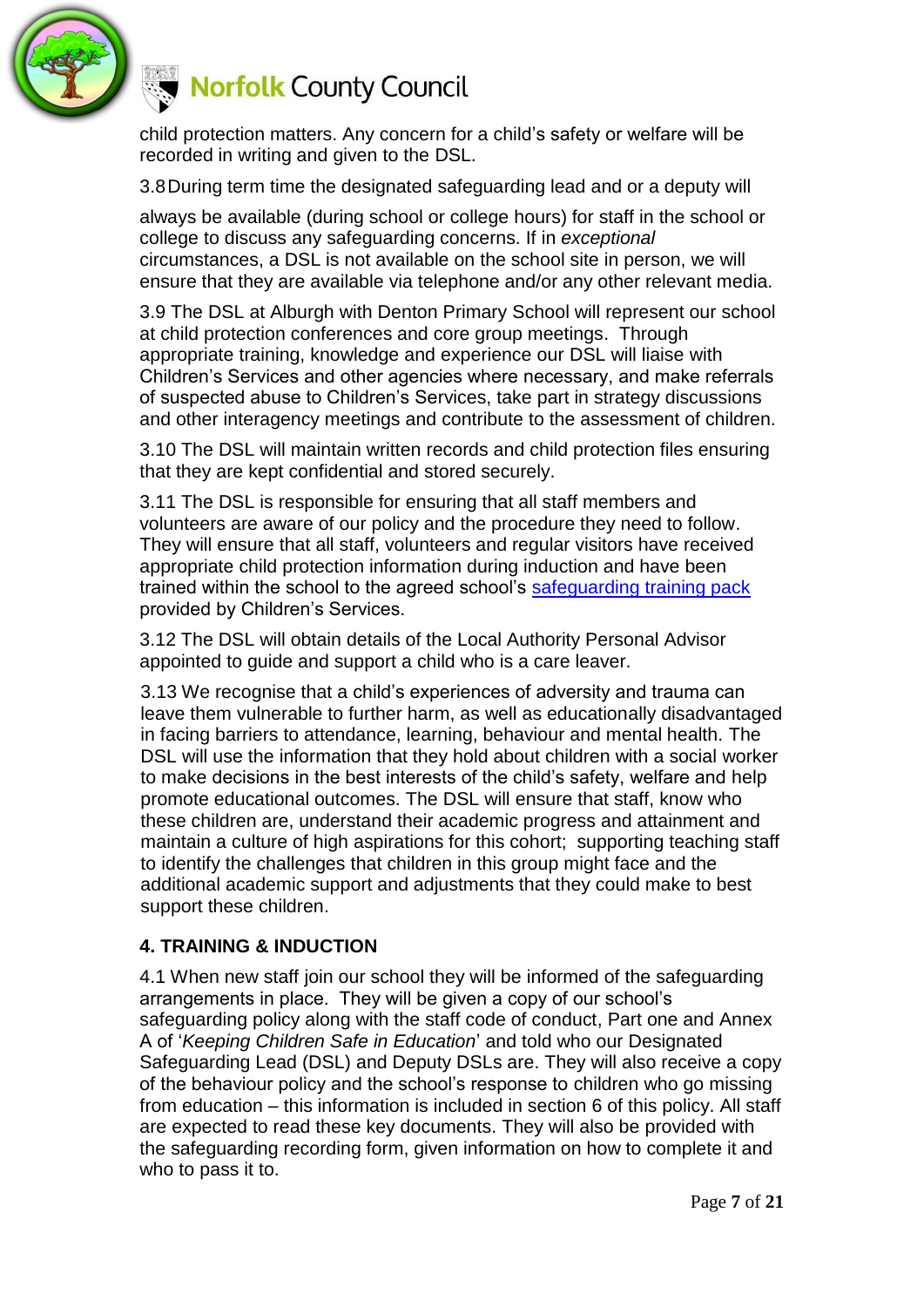child protection matters. Any concern for a child's safety or welfare will be recorded in writing and given to the DSL.

3.8 During term time the designated safeguarding lead and or a deputy will always be available (during school or college hours) for staff in the school or college to discuss any safeguarding concerns. If in *exceptional* circumstances, a DSL is not available on the school site in person, we will ensure that they are available via telephone and/or any other relevant media.

3.9 The DSL at Alburgh with Denton Primary School will represent our school at child protection conferences and core group meetings. Through appropriate training, knowledge and experience our DSL will liaise with Children's Services and other agencies where necessary, and make referrals of suspected abuse to Children's Services, take part in strategy discussions and other interagency meetings and contribute to the assessment of children.

3.10 The DSL will maintain written records and child protection files ensuring that they are kept confidential and stored securely.

3.11 The DSL is responsible for ensuring that all staff members and volunteers are aware of our policy and the procedure they need to follow. They will ensure that all staff, volunteers and regular visitors have received appropriate child protection information during induction and have been trained within the school to the agreed school's safeguarding training pack provided by Children's Services.

3.12 The DSL will obtain details of the Local Authority Personal Advisor appointed to guide and support a child who is a care leaver.

3.13 We recognise that a child's experiences of adversity and trauma can leave them vulnerable to further harm, as well as educationally disadvantaged in facing barriers to attendance, learning, behaviour and mental health. The DSL will use the information that they hold about children with a social worker to make decisions in the best interests of the child's safety, welfare and help promote educational outcomes. The DSL will ensure that staff, know who these children are, understand their academic progress and attainment and maintain a culture of high aspirations for this cohort; supporting teaching staff to identify the challenges that children in this group might face and the additional academic support and adjustments that they could make to best support these children.

## 4. TRAINING & INDUCTION

4.1 When new staff join our school they will be informed of the safeguarding arrangements in place. They will be given a copy of our school's safeguarding policy along with the staff code of conduct, Part one and Annex A of '*Keeping Children Safe in Education*' and told who our Designated Safeguarding Lead (DSL) and Deputy DSLs are. They will also receive a copy of the behaviour policy and the school's response to children who go missing from education – this information is included in section 6 of this policy. All staff are expected to read these key documents. They will also be provided with the safeguarding recording form, given information on how to complete it and who to pass it to.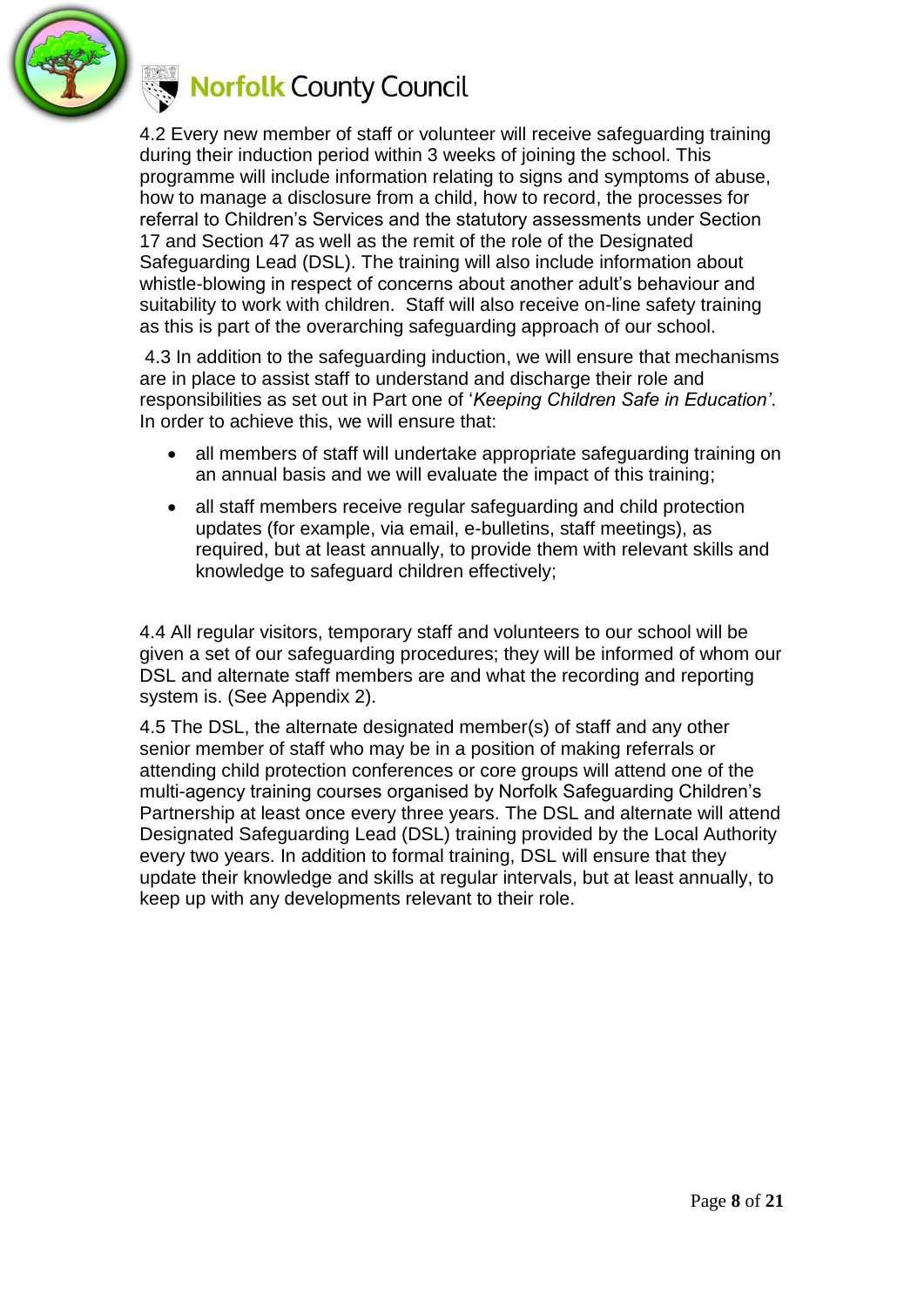4.2 Every new member of staff or volunteer will receive safeguarding training during their induction period within 3 weeks of joining the school. This programme will include information relating to signs and symptoms of abuse, how to manage a disclosure from a child, how to record, the processes for referral to Children's Services and the statutory assessments under Section 17 and Section 47 as well as the remit of the role of the Designated Safeguarding Lead (DSL). The training will also include information about whistle-blowing in respect of concerns about another adult's behaviour and suitability to work with children. Staff will also receive on-line safety training as this is part of the overarching safeguarding approach of our school.

4.3 In addition to the safeguarding induction, we will ensure that mechanisms are in place to assist staff to understand and discharge their role and responsibilities as set out in Part one of '*Keeping Children Safe in Education'*. In order to achieve this, we will ensure that:

- all members of staff will undertake appropriate safeguarding training on an annual basis and we will evaluate the impact of this training;
- all staff members receive regular safeguarding and child protection updates (for example, via email, e-bulletins, staff meetings), as required, but at least annually, to provide them with relevant skills and knowledge to safeguard children effectively;

4.4 All regular visitors, temporary staff and volunteers to our school will be given a set of our safeguarding procedures; they will be informed of whom our DSL and alternate staff members are and what the recording and reporting system is. (See Appendix 2).

4.5 The DSL, the alternate designated member(s) of staff and any other senior member of staff who may be in a position of making referrals or attending child protection conferences or core groups will attend one of the multi-agency training courses organised by Norfolk Safeguarding Children's Partnership at least once every three years. The DSL and alternate will attend Designated Safeguarding Lead (DSL) training provided by the Local Authority every two years. In addition to formal training, DSL will ensure that they update their knowledge and skills at regular intervals, but at least annually, to keep up with any developments relevant to their role.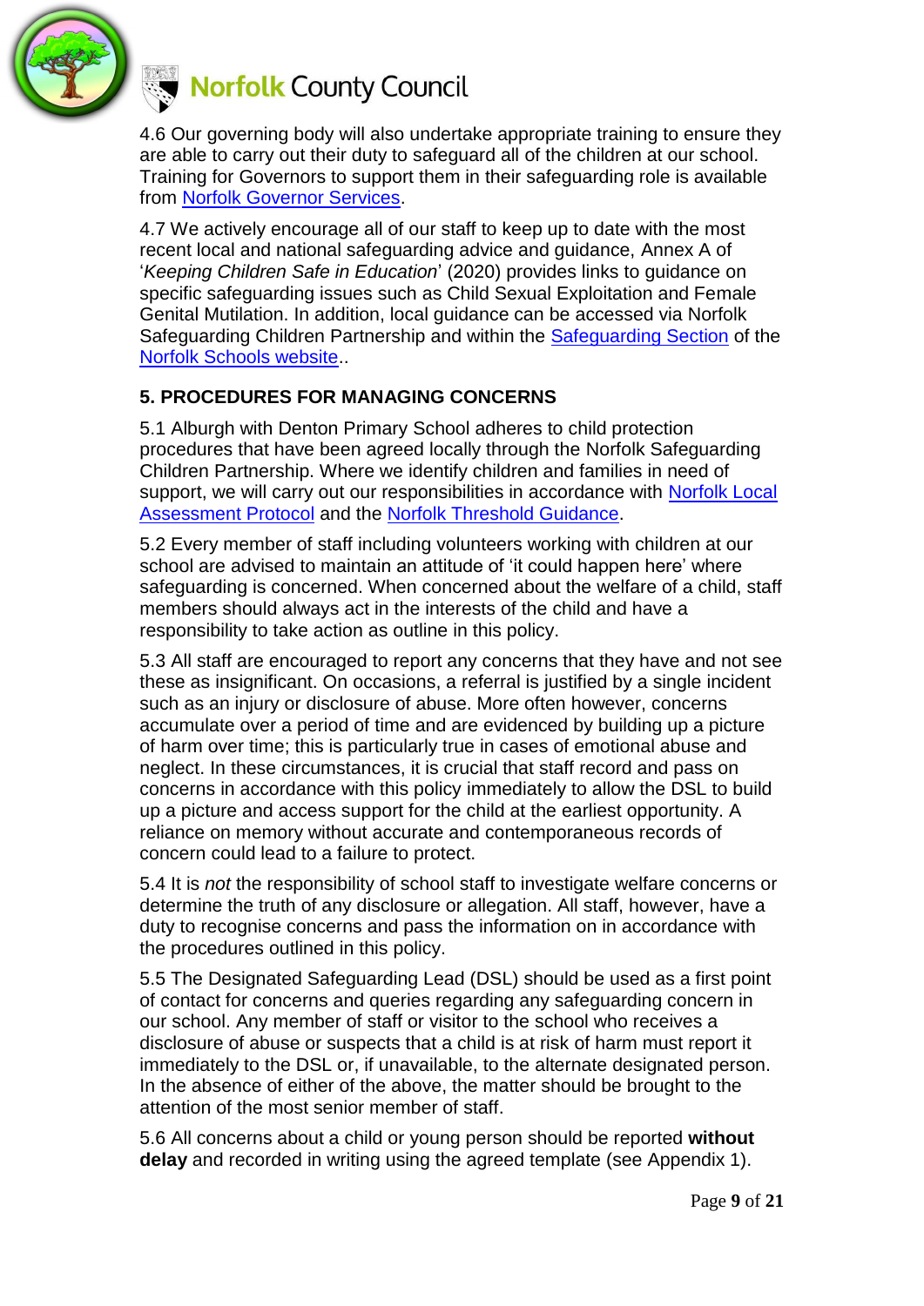4.6 Our governing body will also undertake appropriate training to ensure they are able to carry out their duty to safeguard all of the children at our school. Training for Governors to support them in their safeguarding role is available from Norfolk Governor Services.

4.7 We actively encourage all of our staff to keep up to date with the most recent local and national safeguarding advice and guidance, Annex A of '*Keeping Children Safe in Education*' (2020) provides links to guidance on specific safeguarding issues such as Child Sexual Exploitation and Female Genital Mutilation. In addition, local guidance can be accessed via Norfolk Safeguarding Children Partnership and within the Safeguarding Section of the Norfolk Schools website..

## 5. PROCEDURES FOR MANAGING CONCERNS

5.1 Alburgh with Denton Primary School adheres to child protection procedures that have been agreed locally through the Norfolk Safeguarding Children Partnership. Where we identify children and families in need of support, we will carry out our responsibilities in accordance with Norfolk Local Assessment Protocol and the Norfolk Threshold Guidance.

5.2 Every member of staff including volunteers working with children at our school are advised to maintain an attitude of 'it could happen here' where safeguarding is concerned. When concerned about the welfare of a child, staff members should always act in the interests of the child and have a responsibility to take action as outline in this policy.

5.3 All staff are encouraged to report any concerns that they have and not see these as insignificant. On occasions, a referral is justified by a single incident such as an injury or disclosure of abuse. More often however, concerns accumulate over a period of time and are evidenced by building up a picture of harm over time; this is particularly true in cases of emotional abuse and neglect. In these circumstances, it is crucial that staff record and pass on concerns in accordance with this policy immediately to allow the DSL to build up a picture and access support for the child at the earliest opportunity. A reliance on memory without accurate and contemporaneous records of concern could lead to a failure to protect.

5.4 It is *not* the responsibility of school staff to investigate welfare concerns or determine the truth of any disclosure or allegation. All staff, however, have a duty to recognise concerns and pass the information on in accordance with the procedures outlined in this policy.

5.5 The Designated Safeguarding Lead (DSL) should be used as a first point of contact for concerns and queries regarding any safeguarding concern in our school. Any member of staff or visitor to the school who receives a disclosure of abuse or suspects that a child is at risk of harm must report it immediately to the DSL or, if unavailable, to the alternate designated person. In the absence of either of the above, the matter should be brought to the attention of the most senior member of staff.

5.6 All concerns about a child or young person should be reported **without delay** and recorded in writing using the agreed template (see Appendix 1).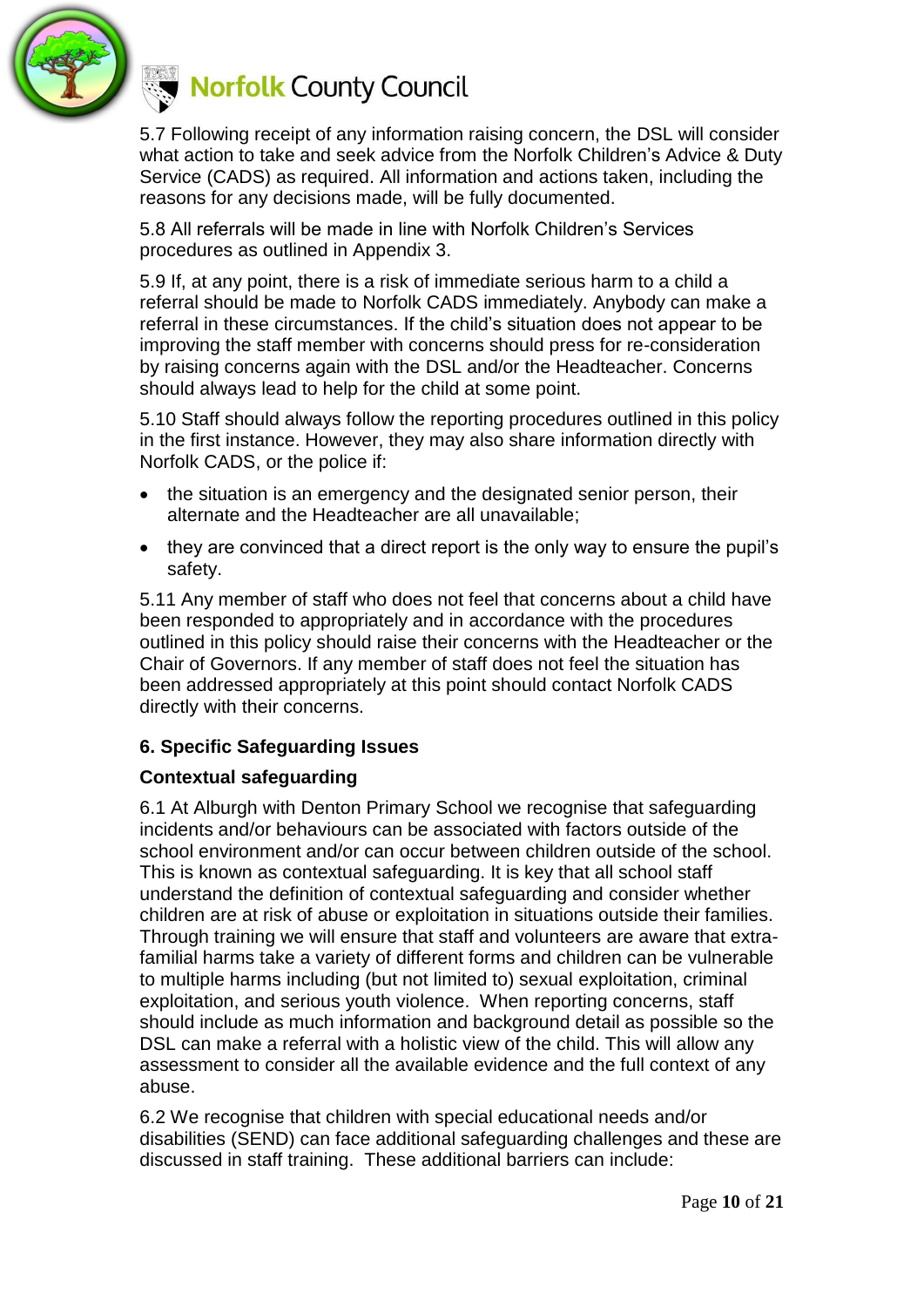5.7 Following receipt of any information raising concern, the DSL will consider what action to take and seek advice from the Norfolk Children's Advice & Duty Service (CADS) as required. All information and actions taken, including the reasons for any decisions made, will be fully documented.

5.8 All referrals will be made in line with Norfolk Children's Services procedures as outlined in Appendix 3.

5.9 If, at any point, there is a risk of immediate serious harm to a child a referral should be made to Norfolk CADS immediately. Anybody can make a referral in these circumstances. If the child's situation does not appear to be improving the staff member with concerns should press for re-consideration by raising concerns again with the DSL and/or the Headteacher. Concerns should always lead to help for the child at some point.

5.10 Staff should always follow the reporting procedures outlined in this policy in the first instance. However, they may also share information directly with Norfolk CADS, or the police if:

- the situation is an emergency and the designated senior person, their alternate and the Headteacher are all unavailable;
- they are convinced that a direct report is the only way to ensure the pupil's safety.

5.11 Any member of staff who does not feel that concerns about a child have been responded to appropriately and in accordance with the procedures outlined in this policy should raise their concerns with the Headteacher or the Chair of Governors. If any member of staff does not feel the situation has been addressed appropriately at this point should contact Norfolk CADS directly with their concerns.

## 6. Specific Safeguarding Issues

### Contextual safeguarding

6.1 At Alburgh with Denton Primary School we recognise that safeguarding incidents and/or behaviours can be associated with factors outside of the school environment and/or can occur between children outside of the school. This is known as contextual safeguarding. It is key that all school staff understand the definition of contextual safeguarding and consider whether children are at risk of abuse or exploitation in situations outside their families. Through training we will ensure that staff and volunteers are aware that extra-familial harms take a variety of different forms and children can be vulnerable to multiple harms including (but not limited to) sexual exploitation, criminal exploitation, and serious youth violence. When reporting concerns, staff should include as much information and background detail as possible so the DSL can make a referral with a holistic view of the child. This will allow any assessment to consider all the available evidence and the full context of any abuse.

6.2 We recognise that children with special educational needs and/or disabilities (SEND) can face additional safeguarding challenges and these are discussed in staff training. These additional barriers can include: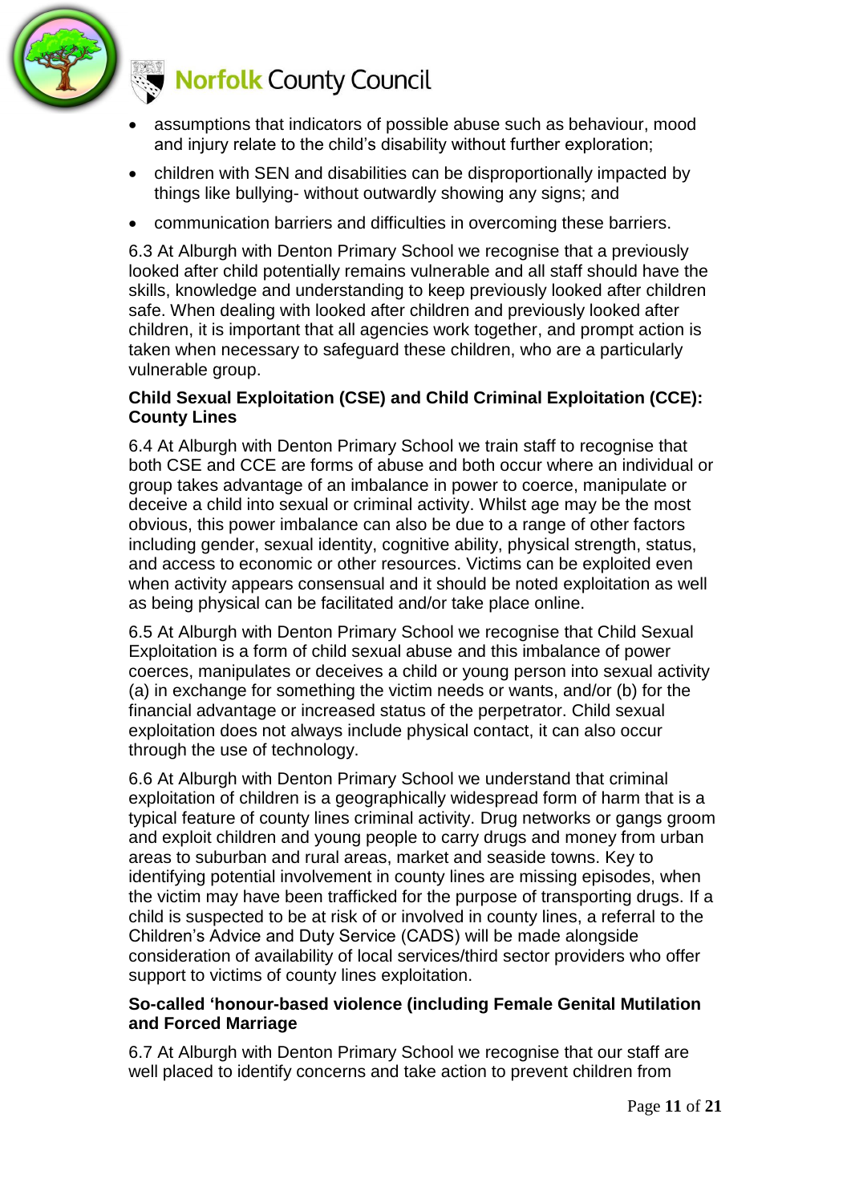- assumptions that indicators of possible abuse such as behaviour, mood and injury relate to the child's disability without further exploration;
- children with SEN and disabilities can be disproportionally impacted by things like bullying- without outwardly showing any signs; and
- communication barriers and difficulties in overcoming these barriers.

6.3 At Alburgh with Denton Primary School we recognise that a previously looked after child potentially remains vulnerable and all staff should have the skills, knowledge and understanding to keep previously looked after children safe. When dealing with looked after children and previously looked after children, it is important that all agencies work together, and prompt action is taken when necessary to safeguard these children, who are a particularly vulnerable group.

**Child Sexual Exploitation (CSE) and Child Criminal Exploitation (CCE): County Lines**

6.4 At Alburgh with Denton Primary School we train staff to recognise that both CSE and CCE are forms of abuse and both occur where an individual or group takes advantage of an imbalance in power to coerce, manipulate or deceive a child into sexual or criminal activity. Whilst age may be the most obvious, this power imbalance can also be due to a range of other factors including gender, sexual identity, cognitive ability, physical strength, status, and access to economic or other resources. Victims can be exploited even when activity appears consensual and it should be noted exploitation as well as being physical can be facilitated and/or take place online.

6.5 At Alburgh with Denton Primary School we recognise that Child Sexual Exploitation is a form of child sexual abuse and this imbalance of power coerces, manipulates or deceives a child or young person into sexual activity (a) in exchange for something the victim needs or wants, and/or (b) for the financial advantage or increased status of the perpetrator. Child sexual exploitation does not always include physical contact, it can also occur through the use of technology.

6.6 At Alburgh with Denton Primary School we understand that criminal exploitation of children is a geographically widespread form of harm that is a typical feature of county lines criminal activity. Drug networks or gangs groom and exploit children and young people to carry drugs and money from urban areas to suburban and rural areas, market and seaside towns. Key to identifying potential involvement in county lines are missing episodes, when the victim may have been trafficked for the purpose of transporting drugs. If a child is suspected to be at risk of or involved in county lines, a referral to the Children's Advice and Duty Service (CADS) will be made alongside consideration of availability of local services/third sector providers who offer support to victims of county lines exploitation.

**So-called 'honour-based violence (including Female Genital Mutilation and Forced Marriage**

6.7 At Alburgh with Denton Primary School we recognise that our staff are well placed to identify concerns and take action to prevent children from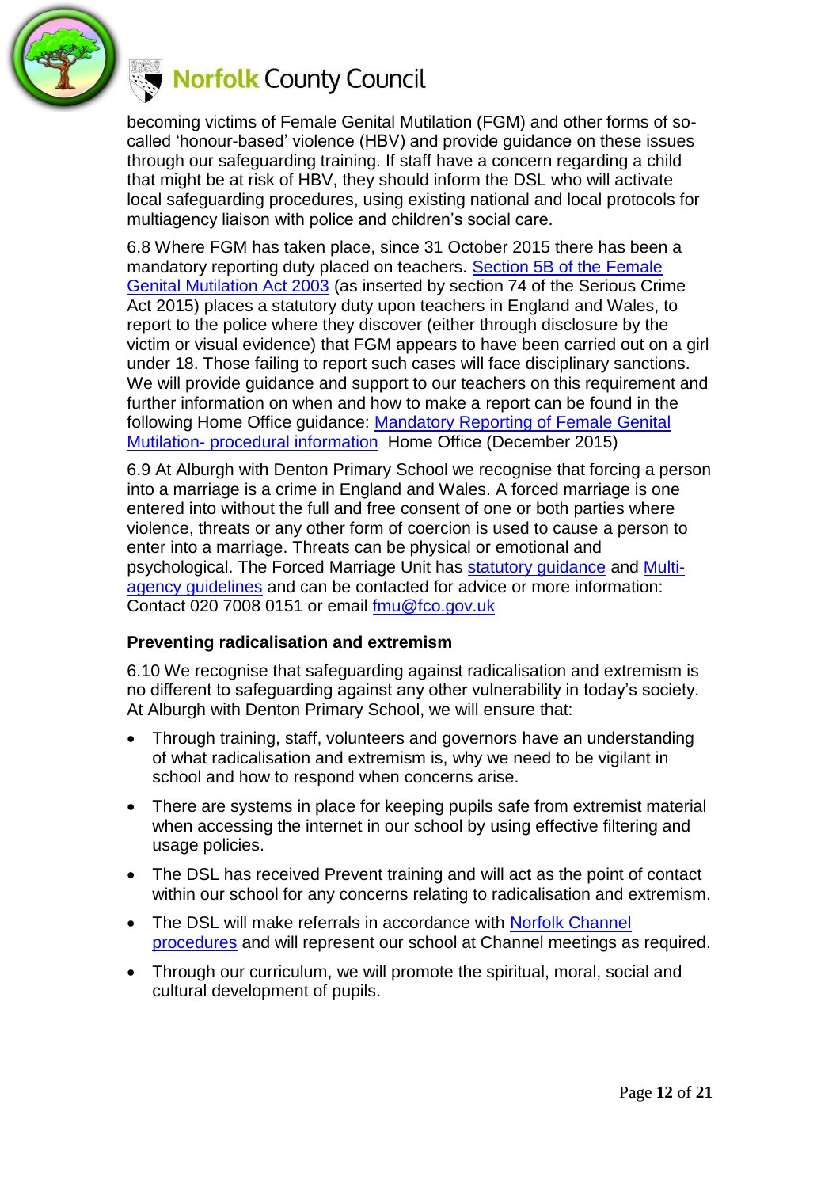becoming victims of Female Genital Mutilation (FGM) and other forms of so-called 'honour-based' violence (HBV) and provide guidance on these issues through our safeguarding training. If staff have a concern regarding a child that might be at risk of HBV, they should inform the DSL who will activate local safeguarding procedures, using existing national and local protocols for multiagency liaison with police and children's social care.

6.8 Where FGM has taken place, since 31 October 2015 there has been a mandatory reporting duty placed on teachers. Section 5B of the Female Genital Mutilation Act 2003 (as inserted by section 74 of the Serious Crime Act 2015) places a statutory duty upon teachers in England and Wales, to report to the police where they discover (either through disclosure by the victim or visual evidence) that FGM appears to have been carried out on a girl under 18. Those failing to report such cases will face disciplinary sanctions. We will provide guidance and support to our teachers on this requirement and further information on when and how to make a report can be found in the following Home Office guidance: Mandatory Reporting of Female Genital Mutilation- procedural information Home Office (December 2015)

6.9 At Alburgh with Denton Primary School we recognise that forcing a person into a marriage is a crime in England and Wales. A forced marriage is one entered into without the full and free consent of one or both parties where violence, threats or any other form of coercion is used to cause a person to enter into a marriage. Threats can be physical or emotional and psychological. The Forced Marriage Unit has statutory guidance and Multi-agency guidelines and can be contacted for advice or more information: Contact 020 7008 0151 or email fmu@fco.gov.uk

**Preventing radicalisation and extremism**

6.10 We recognise that safeguarding against radicalisation and extremism is no different to safeguarding against any other vulnerability in today's society. At Alburgh with Denton Primary School, we will ensure that:

- Through training, staff, volunteers and governors have an understanding of what radicalisation and extremism is, why we need to be vigilant in school and how to respond when concerns arise.
- There are systems in place for keeping pupils safe from extremist material when accessing the internet in our school by using effective filtering and usage policies.
- The DSL has received Prevent training and will act as the point of contact within our school for any concerns relating to radicalisation and extremism.
- The DSL will make referrals in accordance with Norfolk Channel procedures and will represent our school at Channel meetings as required.
- Through our curriculum, we will promote the spiritual, moral, social and cultural development of pupils.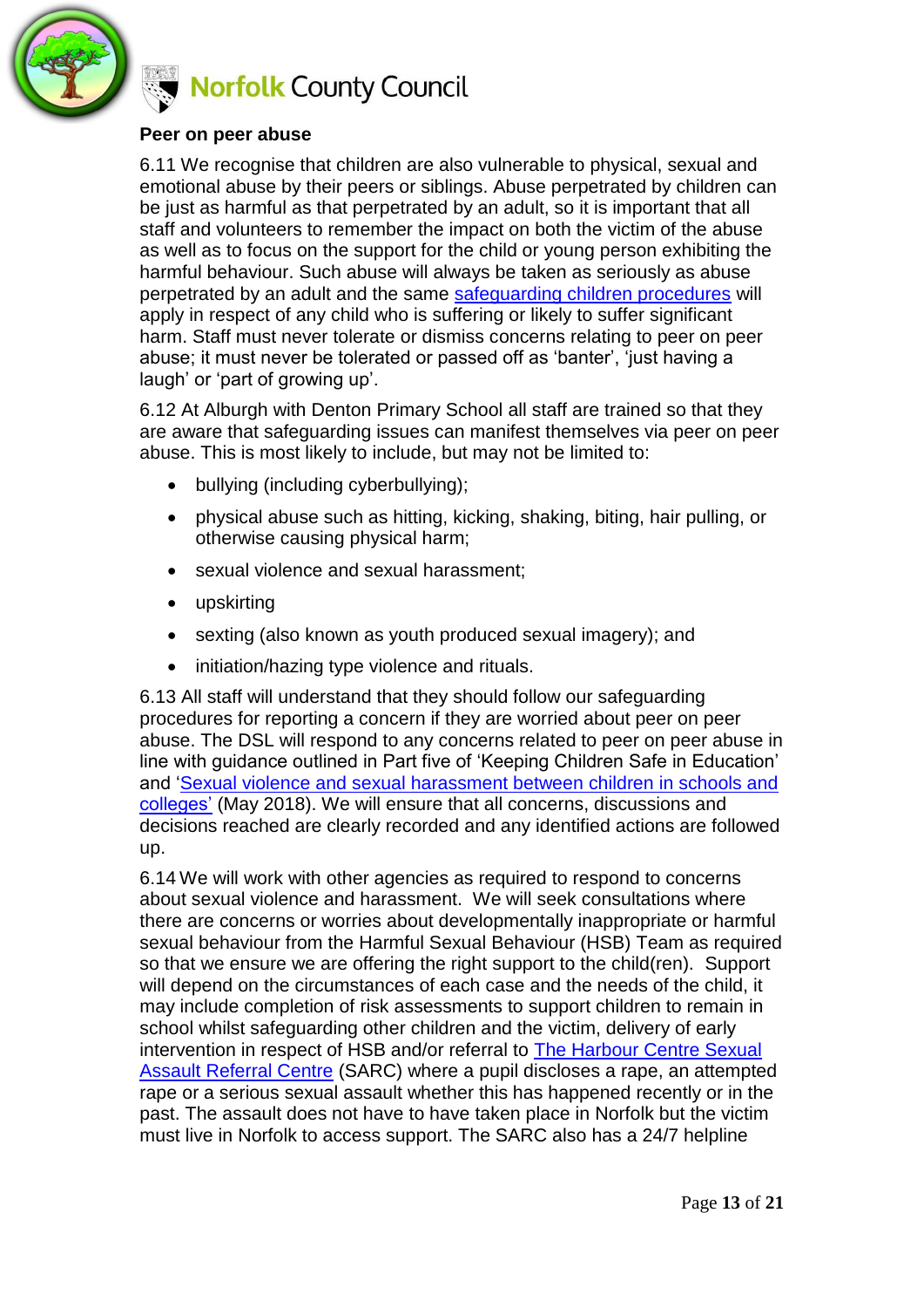**Peer on peer abuse**

6.11 We recognise that children are also vulnerable to physical, sexual and emotional abuse by their peers or siblings. Abuse perpetrated by children can be just as harmful as that perpetrated by an adult, so it is important that all staff and volunteers to remember the impact on both the victim of the abuse as well as to focus on the support for the child or young person exhibiting the harmful behaviour. Such abuse will always be taken as seriously as abuse perpetrated by an adult and the same safeguarding children procedures will apply in respect of any child who is suffering or likely to suffer significant harm. Staff must never tolerate or dismiss concerns relating to peer on peer abuse; it must never be tolerated or passed off as 'banter', 'just having a laugh' or 'part of growing up'.

6.12 At Alburgh with Denton Primary School all staff are trained so that they are aware that safeguarding issues can manifest themselves via peer on peer abuse. This is most likely to include, but may not be limited to:

- bullying (including cyberbullying);
- physical abuse such as hitting, kicking, shaking, biting, hair pulling, or otherwise causing physical harm;
- sexual violence and sexual harassment;
- upskirting
- sexting (also known as youth produced sexual imagery); and
- initiation/hazing type violence and rituals.

6.13 All staff will understand that they should follow our safeguarding procedures for reporting a concern if they are worried about peer on peer abuse. The DSL will respond to any concerns related to peer on peer abuse in line with guidance outlined in Part five of 'Keeping Children Safe in Education' and 'Sexual violence and sexual harassment between children in schools and colleges' (May 2018). We will ensure that all concerns, discussions and decisions reached are clearly recorded and any identified actions are followed up.

6.14 We will work with other agencies as required to respond to concerns about sexual violence and harassment. We will seek consultations where there are concerns or worries about developmentally inappropriate or harmful sexual behaviour from the Harmful Sexual Behaviour (HSB) Team as required so that we ensure we are offering the right support to the child(ren). Support will depend on the circumstances of each case and the needs of the child, it may include completion of risk assessments to support children to remain in school whilst safeguarding other children and the victim, delivery of early intervention in respect of HSB and/or referral to The Harbour Centre Sexual Assault Referral Centre (SARC) where a pupil discloses a rape, an attempted rape or a serious sexual assault whether this has happened recently or in the past. The assault does not have to have taken place in Norfolk but the victim must live in Norfolk to access support. The SARC also has a 24/7 helpline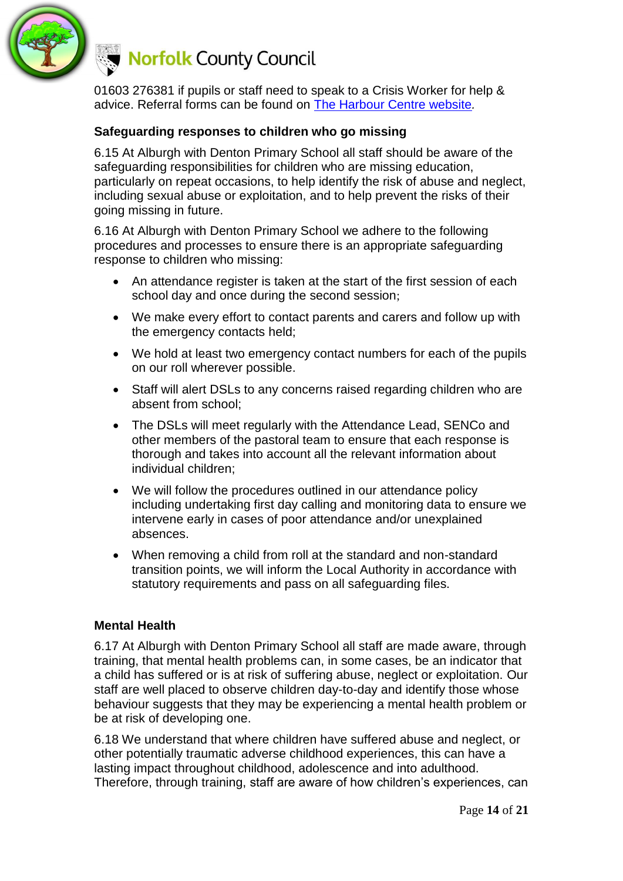01603 276381 if pupils or staff need to speak to a Crisis Worker for help & advice. Referral forms can be found on The Harbour Centre website.

### Safeguarding responses to children who go missing

6.15 At Alburgh with Denton Primary School all staff should be aware of the safeguarding responsibilities for children who are missing education, particularly on repeat occasions, to help identify the risk of abuse and neglect, including sexual abuse or exploitation, and to help prevent the risks of their going missing in future.

6.16 At Alburgh with Denton Primary School we adhere to the following procedures and processes to ensure there is an appropriate safeguarding response to children who missing:

- An attendance register is taken at the start of the first session of each school day and once during the second session;
- We make every effort to contact parents and carers and follow up with the emergency contacts held;
- We hold at least two emergency contact numbers for each of the pupils on our roll wherever possible.
- Staff will alert DSLs to any concerns raised regarding children who are absent from school;
- The DSLs will meet regularly with the Attendance Lead, SENCo and other members of the pastoral team to ensure that each response is thorough and takes into account all the relevant information about individual children;
- We will follow the procedures outlined in our attendance policy including undertaking first day calling and monitoring data to ensure we intervene early in cases of poor attendance and/or unexplained absences.
- When removing a child from roll at the standard and non-standard transition points, we will inform the Local Authority in accordance with statutory requirements and pass on all safeguarding files.

### Mental Health

6.17 At Alburgh with Denton Primary School all staff are made aware, through training, that mental health problems can, in some cases, be an indicator that a child has suffered or is at risk of suffering abuse, neglect or exploitation. Our staff are well placed to observe children day-to-day and identify those whose behaviour suggests that they may be experiencing a mental health problem or be at risk of developing one.

6.18 We understand that where children have suffered abuse and neglect, or other potentially traumatic adverse childhood experiences, this can have a lasting impact throughout childhood, adolescence and into adulthood. Therefore, through training, staff are aware of how children's experiences, can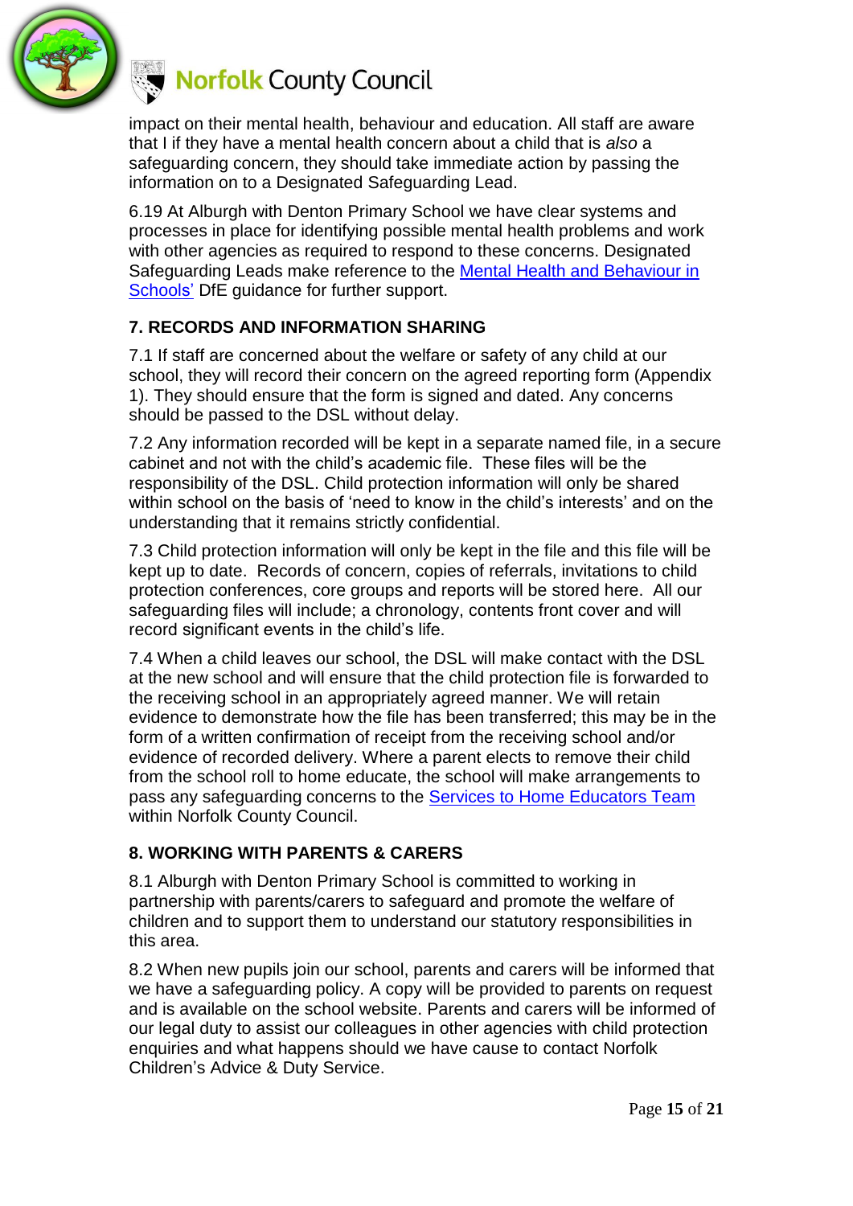impact on their mental health, behaviour and education. All staff are aware that I if they have a mental health concern about a child that is *also* a safeguarding concern, they should take immediate action by passing the information on to a Designated Safeguarding Lead.

6.19 At Alburgh with Denton Primary School we have clear systems and processes in place for identifying possible mental health problems and work with other agencies as required to respond to these concerns. Designated Safeguarding Leads make reference to the Mental Health and Behaviour in Schools' DfE guidance for further support.

## 7. RECORDS AND INFORMATION SHARING

7.1 If staff are concerned about the welfare or safety of any child at our school, they will record their concern on the agreed reporting form (Appendix 1). They should ensure that the form is signed and dated. Any concerns should be passed to the DSL without delay.

7.2 Any information recorded will be kept in a separate named file, in a secure cabinet and not with the child's academic file. These files will be the responsibility of the DSL. Child protection information will only be shared within school on the basis of 'need to know in the child's interests' and on the understanding that it remains strictly confidential.

7.3 Child protection information will only be kept in the file and this file will be kept up to date. Records of concern, copies of referrals, invitations to child protection conferences, core groups and reports will be stored here. All our safeguarding files will include; a chronology, contents front cover and will record significant events in the child's life.

7.4 When a child leaves our school, the DSL will make contact with the DSL at the new school and will ensure that the child protection file is forwarded to the receiving school in an appropriately agreed manner. We will retain evidence to demonstrate how the file has been transferred; this may be in the form of a written confirmation of receipt from the receiving school and/or evidence of recorded delivery. Where a parent elects to remove their child from the school roll to home educate, the school will make arrangements to pass any safeguarding concerns to the Services to Home Educators Team within Norfolk County Council.

## 8. WORKING WITH PARENTS & CARERS

8.1 Alburgh with Denton Primary School is committed to working in partnership with parents/carers to safeguard and promote the welfare of children and to support them to understand our statutory responsibilities in this area.

8.2 When new pupils join our school, parents and carers will be informed that we have a safeguarding policy. A copy will be provided to parents on request and is available on the school website. Parents and carers will be informed of our legal duty to assist our colleagues in other agencies with child protection enquiries and what happens should we have cause to contact Norfolk Children's Advice & Duty Service.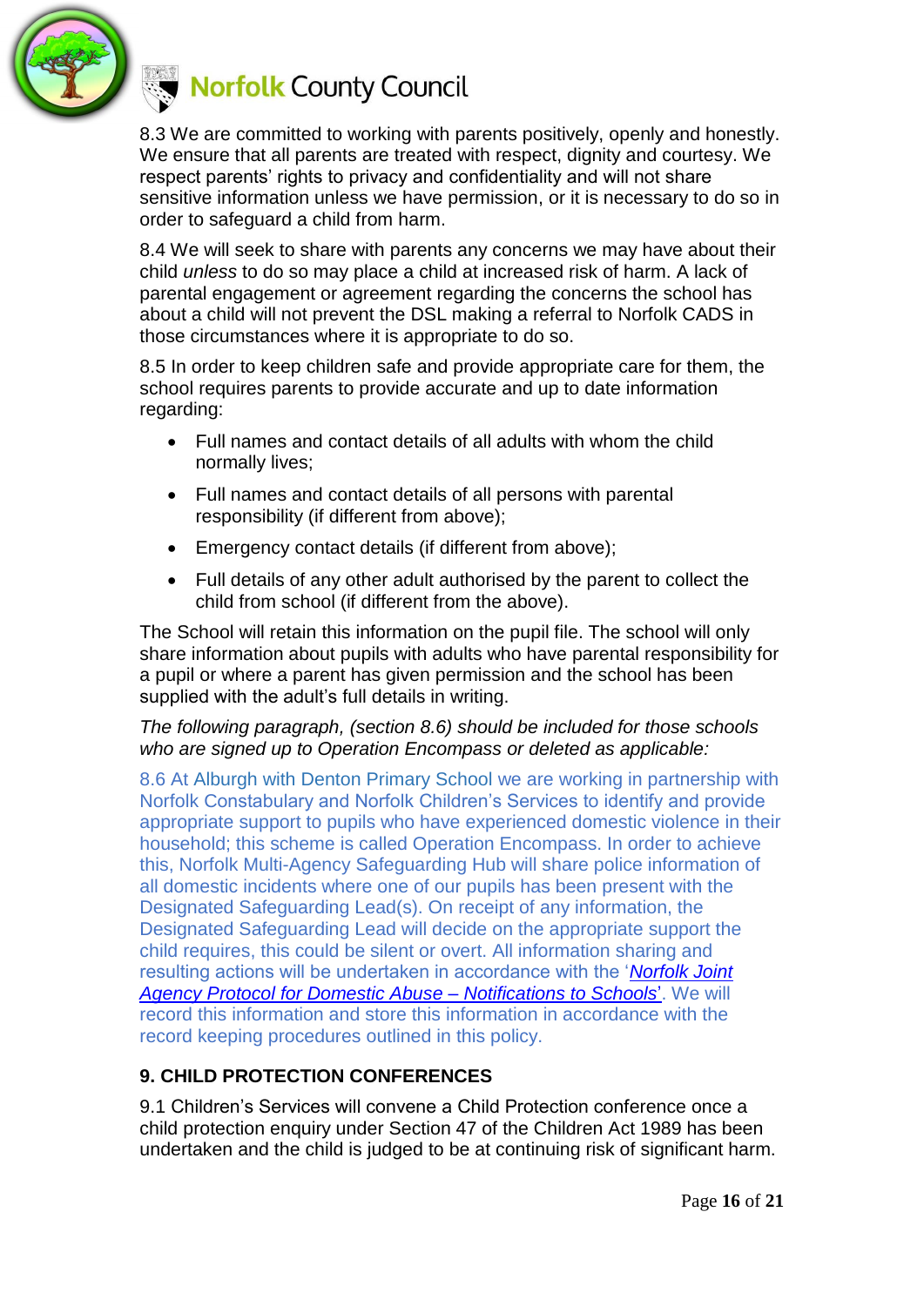8.3 We are committed to working with parents positively, openly and honestly. We ensure that all parents are treated with respect, dignity and courtesy. We respect parents' rights to privacy and confidentiality and will not share sensitive information unless we have permission, or it is necessary to do so in order to safeguard a child from harm.

8.4 We will seek to share with parents any concerns we may have about their child *unless* to do so may place a child at increased risk of harm. A lack of parental engagement or agreement regarding the concerns the school has about a child will not prevent the DSL making a referral to Norfolk CADS in those circumstances where it is appropriate to do so.

8.5 In order to keep children safe and provide appropriate care for them, the school requires parents to provide accurate and up to date information regarding:

- Full names and contact details of all adults with whom the child normally lives;
- Full names and contact details of all persons with parental responsibility (if different from above);
- Emergency contact details (if different from above);
- Full details of any other adult authorised by the parent to collect the child from school (if different from the above).

The School will retain this information on the pupil file. The school will only share information about pupils with adults who have parental responsibility for a pupil or where a parent has given permission and the school has been supplied with the adult's full details in writing.

*The following paragraph, (section 8.6) should be included for those schools who are signed up to Operation Encompass or deleted as applicable:*

8.6 At Alburgh with Denton Primary School we are working in partnership with Norfolk Constabulary and Norfolk Children's Services to identify and provide appropriate support to pupils who have experienced domestic violence in their household; this scheme is called Operation Encompass. In order to achieve this, Norfolk Multi-Agency Safeguarding Hub will share police information of all domestic incidents where one of our pupils has been present with the Designated Safeguarding Lead(s). On receipt of any information, the Designated Safeguarding Lead will decide on the appropriate support the child requires, this could be silent or overt. All information sharing and resulting actions will be undertaken in accordance with the '*Norfolk Joint Agency Protocol for Domestic Abuse – Notifications to Schools*'. We will record this information and store this information in accordance with the record keeping procedures outlined in this policy.

## 9. CHILD PROTECTION CONFERENCES

9.1 Children's Services will convene a Child Protection conference once a child protection enquiry under Section 47 of the Children Act 1989 has been undertaken and the child is judged to be at continuing risk of significant harm.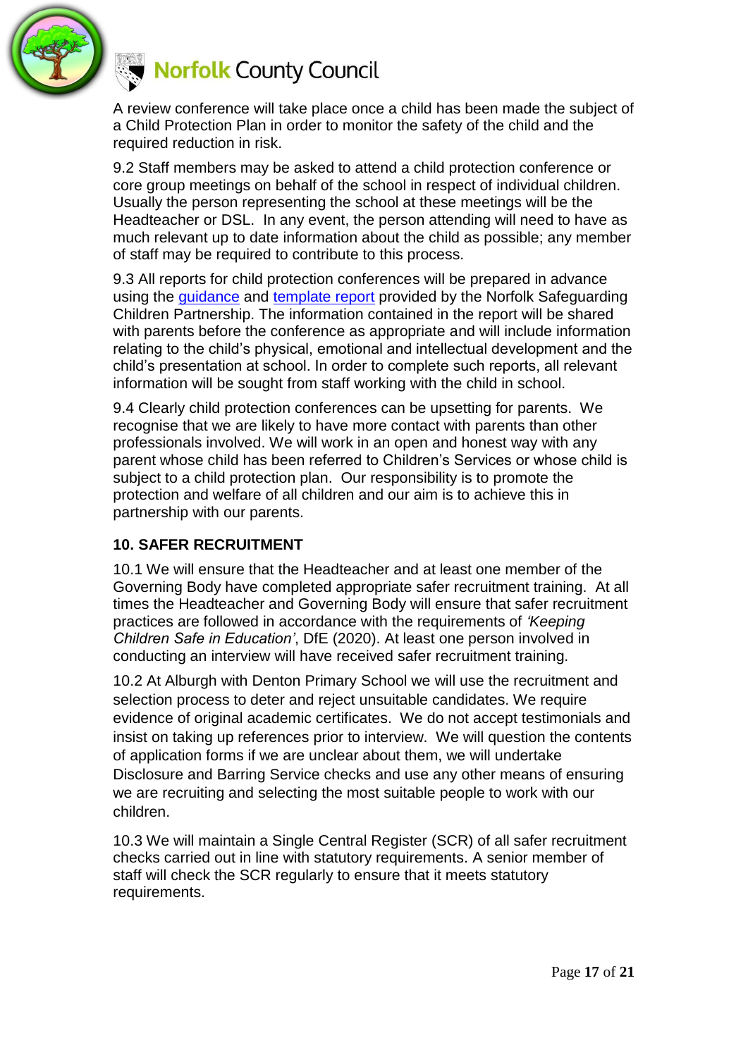A review conference will take place once a child has been made the subject of a Child Protection Plan in order to monitor the safety of the child and the required reduction in risk.

9.2 Staff members may be asked to attend a child protection conference or core group meetings on behalf of the school in respect of individual children. Usually the person representing the school at these meetings will be the Headteacher or DSL. In any event, the person attending will need to have as much relevant up to date information about the child as possible; any member of staff may be required to contribute to this process.

9.3 All reports for child protection conferences will be prepared in advance using the guidance and template report provided by the Norfolk Safeguarding Children Partnership. The information contained in the report will be shared with parents before the conference as appropriate and will include information relating to the child's physical, emotional and intellectual development and the child's presentation at school. In order to complete such reports, all relevant information will be sought from staff working with the child in school.

9.4 Clearly child protection conferences can be upsetting for parents. We recognise that we are likely to have more contact with parents than other professionals involved. We will work in an open and honest way with any parent whose child has been referred to Children's Services or whose child is subject to a child protection plan. Our responsibility is to promote the protection and welfare of all children and our aim is to achieve this in partnership with our parents.

## 10. SAFER RECRUITMENT

10.1 We will ensure that the Headteacher and at least one member of the Governing Body have completed appropriate safer recruitment training. At all times the Headteacher and Governing Body will ensure that safer recruitment practices are followed in accordance with the requirements of *'Keeping Children Safe in Education'*, DfE (2020). At least one person involved in conducting an interview will have received safer recruitment training.

10.2 At Alburgh with Denton Primary School we will use the recruitment and selection process to deter and reject unsuitable candidates. We require evidence of original academic certificates. We do not accept testimonials and insist on taking up references prior to interview. We will question the contents of application forms if we are unclear about them, we will undertake Disclosure and Barring Service checks and use any other means of ensuring we are recruiting and selecting the most suitable people to work with our children.

10.3 We will maintain a Single Central Register (SCR) of all safer recruitment checks carried out in line with statutory requirements. A senior member of staff will check the SCR regularly to ensure that it meets statutory requirements.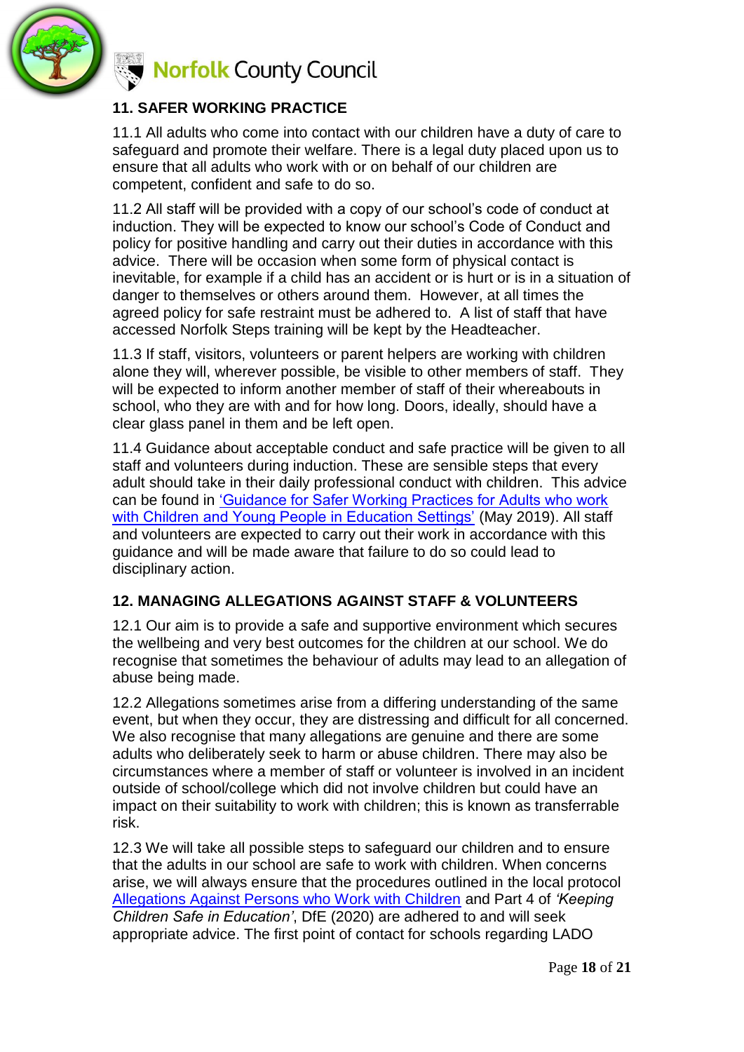## 11. SAFER WORKING PRACTICE

11.1 All adults who come into contact with our children have a duty of care to safeguard and promote their welfare. There is a legal duty placed upon us to ensure that all adults who work with or on behalf of our children are competent, confident and safe to do so.

11.2 All staff will be provided with a copy of our school's code of conduct at induction. They will be expected to know our school's Code of Conduct and policy for positive handling and carry out their duties in accordance with this advice. There will be occasion when some form of physical contact is inevitable, for example if a child has an accident or is hurt or is in a situation of danger to themselves or others around them. However, at all times the agreed policy for safe restraint must be adhered to. A list of staff that have accessed Norfolk Steps training will be kept by the Headteacher.

11.3 If staff, visitors, volunteers or parent helpers are working with children alone they will, wherever possible, be visible to other members of staff. They will be expected to inform another member of staff of their whereabouts in school, who they are with and for how long. Doors, ideally, should have a clear glass panel in them and be left open.

11.4 Guidance about acceptable conduct and safe practice will be given to all staff and volunteers during induction. These are sensible steps that every adult should take in their daily professional conduct with children. This advice can be found in 'Guidance for Safer Working Practices for Adults who work with Children and Young People in Education Settings' (May 2019). All staff and volunteers are expected to carry out their work in accordance with this guidance and will be made aware that failure to do so could lead to disciplinary action.

## 12. MANAGING ALLEGATIONS AGAINST STAFF & VOLUNTEERS

12.1 Our aim is to provide a safe and supportive environment which secures the wellbeing and very best outcomes for the children at our school. We do recognise that sometimes the behaviour of adults may lead to an allegation of abuse being made.

12.2 Allegations sometimes arise from a differing understanding of the same event, but when they occur, they are distressing and difficult for all concerned. We also recognise that many allegations are genuine and there are some adults who deliberately seek to harm or abuse children. There may also be circumstances where a member of staff or volunteer is involved in an incident outside of school/college which did not involve children but could have an impact on their suitability to work with children; this is known as transferrable risk.

12.3 We will take all possible steps to safeguard our children and to ensure that the adults in our school are safe to work with children. When concerns arise, we will always ensure that the procedures outlined in the local protocol Allegations Against Persons who Work with Children and Part 4 of *'Keeping Children Safe in Education'*, DfE (2020) are adhered to and will seek appropriate advice. The first point of contact for schools regarding LADO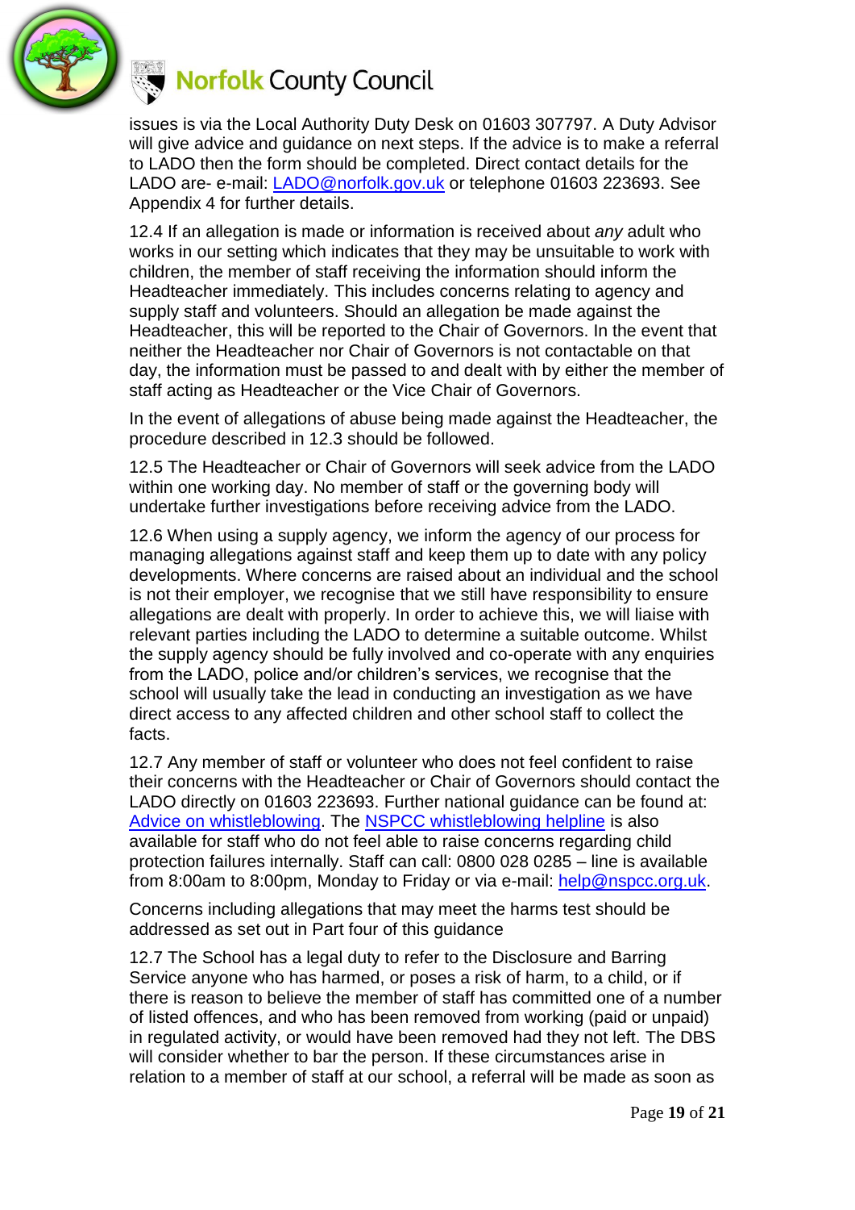issues is via the Local Authority Duty Desk on 01603 307797. A Duty Advisor will give advice and guidance on next steps. If the advice is to make a referral to LADO then the form should be completed. Direct contact details for the LADO are- e-mail: LADO@norfolk.gov.uk or telephone 01603 223693. See Appendix 4 for further details.

12.4 If an allegation is made or information is received about *any* adult who works in our setting which indicates that they may be unsuitable to work with children, the member of staff receiving the information should inform the Headteacher immediately. This includes concerns relating to agency and supply staff and volunteers. Should an allegation be made against the Headteacher, this will be reported to the Chair of Governors. In the event that neither the Headteacher nor Chair of Governors is not contactable on that day, the information must be passed to and dealt with by either the member of staff acting as Headteacher or the Vice Chair of Governors.

In the event of allegations of abuse being made against the Headteacher, the procedure described in 12.3 should be followed.

12.5 The Headteacher or Chair of Governors will seek advice from the LADO within one working day. No member of staff or the governing body will undertake further investigations before receiving advice from the LADO.

12.6 When using a supply agency, we inform the agency of our process for managing allegations against staff and keep them up to date with any policy developments. Where concerns are raised about an individual and the school is not their employer, we recognise that we still have responsibility to ensure allegations are dealt with properly. In order to achieve this, we will liaise with relevant parties including the LADO to determine a suitable outcome. Whilst the supply agency should be fully involved and co-operate with any enquiries from the LADO, police and/or children's services, we recognise that the school will usually take the lead in conducting an investigation as we have direct access to any affected children and other school staff to collect the facts.

12.7 Any member of staff or volunteer who does not feel confident to raise their concerns with the Headteacher or Chair of Governors should contact the LADO directly on 01603 223693. Further national guidance can be found at: Advice on whistleblowing. The NSPCC whistleblowing helpline is also available for staff who do not feel able to raise concerns regarding child protection failures internally. Staff can call: 0800 028 0285 – line is available from 8:00am to 8:00pm, Monday to Friday or via e-mail: help@nspcc.org.uk.

Concerns including allegations that may meet the harms test should be addressed as set out in Part four of this guidance

12.7 The School has a legal duty to refer to the Disclosure and Barring Service anyone who has harmed, or poses a risk of harm, to a child, or if there is reason to believe the member of staff has committed one of a number of listed offences, and who has been removed from working (paid or unpaid) in regulated activity, or would have been removed had they not left. The DBS will consider whether to bar the person. If these circumstances arise in relation to a member of staff at our school, a referral will be made as soon as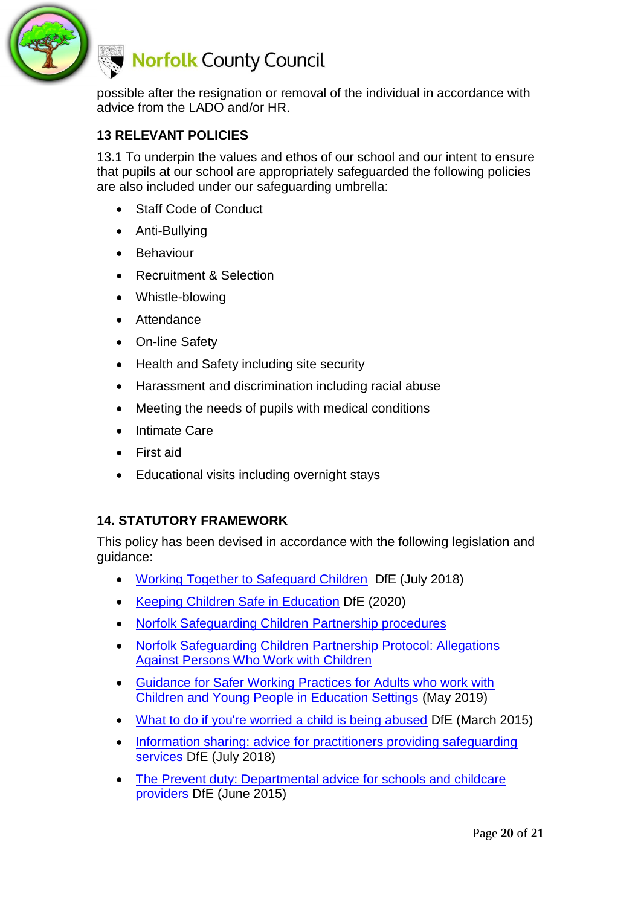possible after the resignation or removal of the individual in accordance with advice from the LADO and/or HR.

## 13 RELEVANT POLICIES

13.1 To underpin the values and ethos of our school and our intent to ensure that pupils at our school are appropriately safeguarded the following policies are also included under our safeguarding umbrella:

- Staff Code of Conduct
- Anti-Bullying
- Behaviour
- Recruitment & Selection
- Whistle-blowing
- Attendance
- On-line Safety
- Health and Safety including site security
- Harassment and discrimination including racial abuse
- Meeting the needs of pupils with medical conditions
- Intimate Care
- First aid
- Educational visits including overnight stays

## 14. STATUTORY FRAMEWORK

This policy has been devised in accordance with the following legislation and guidance:

- Working Together to Safeguard Children DfE (July 2018)
- Keeping Children Safe in Education DfE (2020)
- Norfolk Safeguarding Children Partnership procedures
- Norfolk Safeguarding Children Partnership Protocol: Allegations Against Persons Who Work with Children
- Guidance for Safer Working Practices for Adults who work with Children and Young People in Education Settings (May 2019)
- What to do if you're worried a child is being abused DfE (March 2015)
- Information sharing: advice for practitioners providing safeguarding services DfE (July 2018)
- The Prevent duty: Departmental advice for schools and childcare providers DfE (June 2015)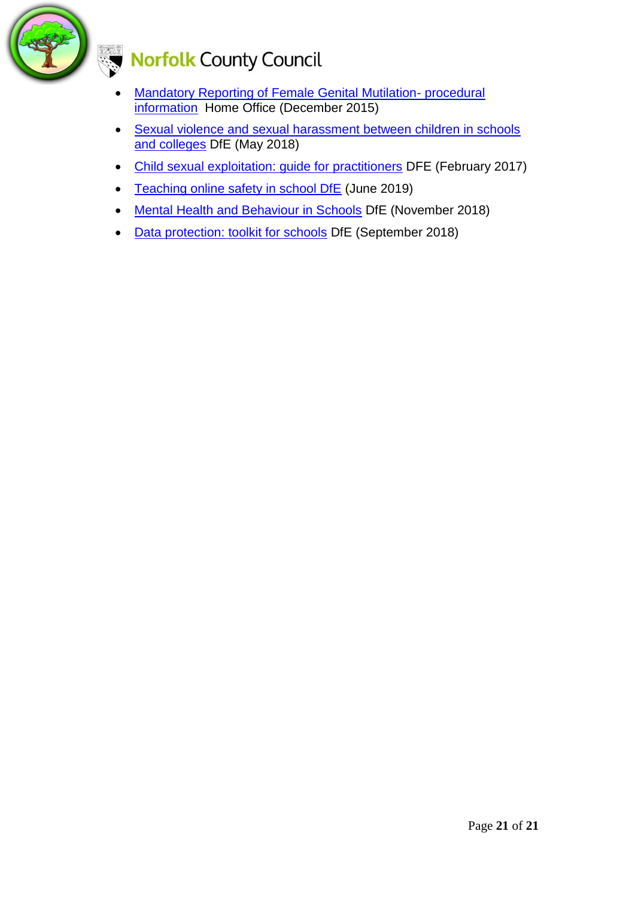- [Mandatory Reporting of Female Genital Mutilation- procedural information]() Home Office (December 2015)
- [Sexual violence and sexual harassment between children in schools and colleges]() DfE (May 2018)
- [Child sexual exploitation: guide for practitioners]() DFE (February 2017)
- [Teaching online safety in school DfE]() (June 2019)
- [Mental Health and Behaviour in Schools]() DfE (November 2018)
- [Data protection: toolkit for schools]() DfE (September 2018)